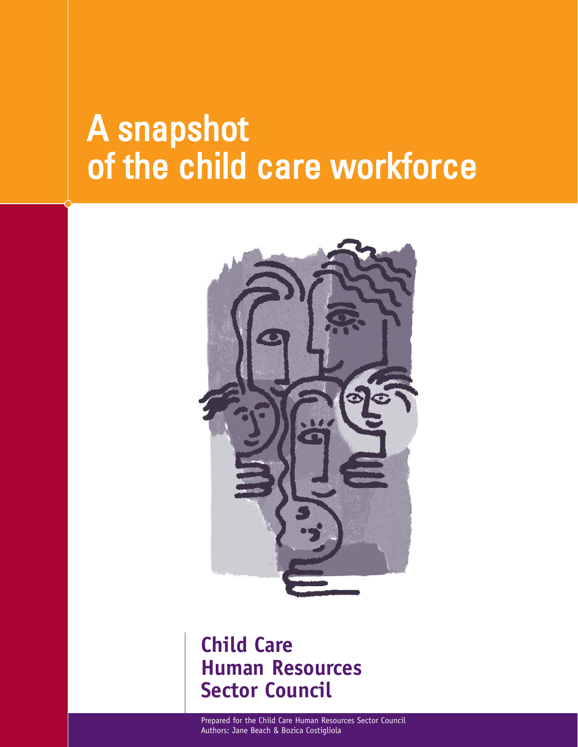# A snapshot of the child care workforce

**Child Care Human Resources Sector Council**

Prepared for the Child Care Human Resources Sector Council
Authors: Jane Beach & Bozica Costigliola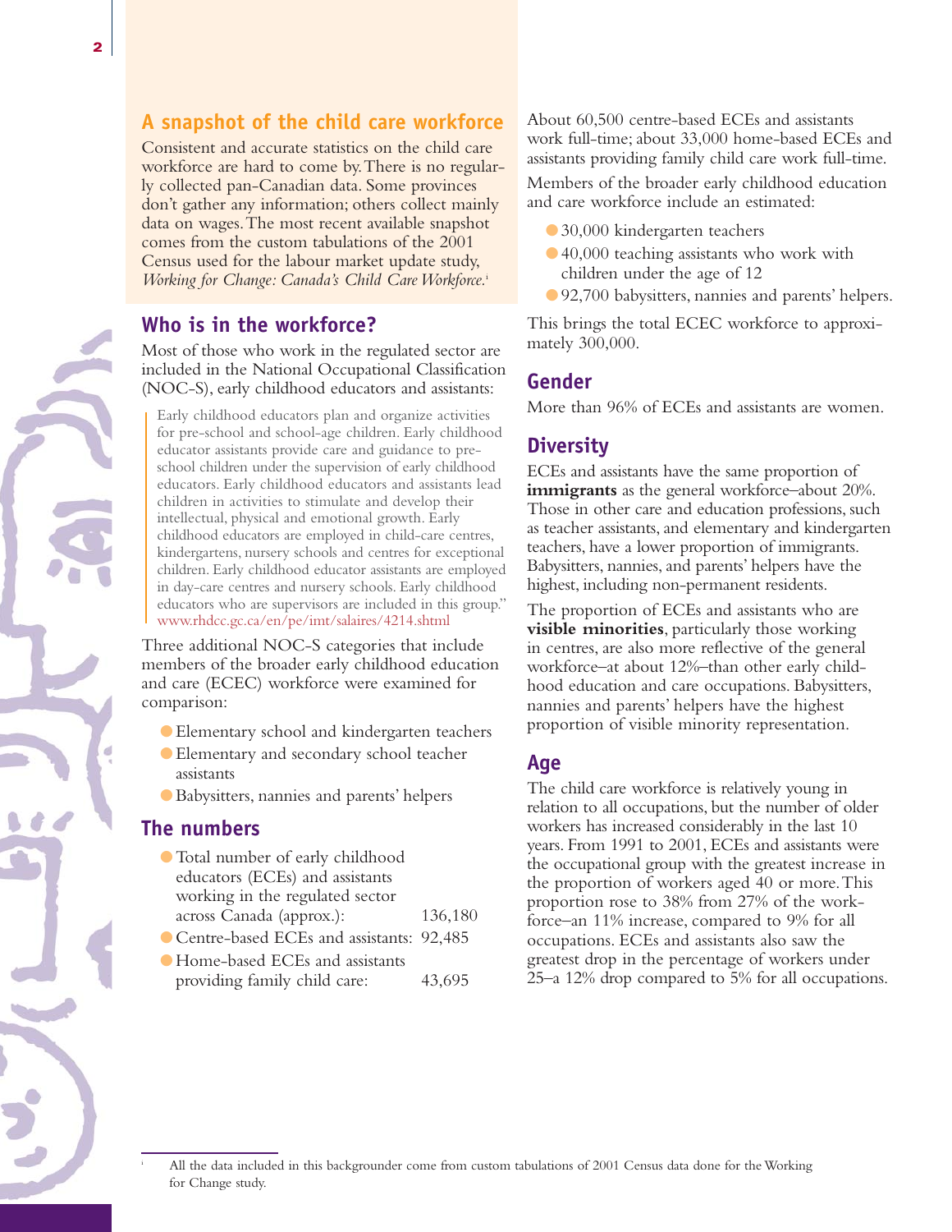## A snapshot of the child care workforce

Consistent and accurate statistics on the child care workforce are hard to come by. There is no regularly collected pan-Canadian data. Some provinces don't gather any information; others collect mainly data on wages. The most recent available snapshot comes from the custom tabulations of the 2001 Census used for the labour market update study, *Working for Change: Canada's Child Care Workforce.*[1]

## Who is in the workforce?

Most of those who work in the regulated sector are included in the National Occupational Classification (NOC-S), early childhood educators and assistants:

> Early childhood educators plan and organize activities for pre-school and school-age children. Early childhood educator assistants provide care and guidance to pre-school children under the supervision of early childhood educators. Early childhood educators and assistants lead children in activities to stimulate and develop their intellectual, physical and emotional growth. Early childhood educators are employed in child-care centres, kindergartens, nursery schools and centres for exceptional children. Early childhood educator assistants are employed in day-care centres and nursery schools. Early childhood educators who are supervisors are included in this group."
> www.rhdcc.gc.ca/en/pe/imt/salaires/4214.shtml

Three additional NOC-S categories that include members of the broader early childhood education and care (ECEC) workforce were examined for comparison:

- Elementary school and kindergarten teachers
- Elementary and secondary school teacher assistants
- Babysitters, nannies and parents' helpers

## The numbers

- Total number of early childhood educators (ECEs) and assistants working in the regulated sector across Canada (approx.): 136,180
- Centre-based ECEs and assistants: 92,485
- Home-based ECEs and assistants providing family child care: 43,695

About 60,500 centre-based ECEs and assistants work full-time; about 33,000 home-based ECEs and assistants providing family child care work full-time.

Members of the broader early childhood education and care workforce include an estimated:

- 30,000 kindergarten teachers
- 40,000 teaching assistants who work with children under the age of 12
- 92,700 babysitters, nannies and parents' helpers.

This brings the total ECEC workforce to approximately 300,000.

## Gender

More than 96% of ECEs and assistants are women.

## Diversity

ECEs and assistants have the same proportion of **immigrants** as the general workforce–about 20%. Those in other care and education professions, such as teacher assistants, and elementary and kindergarten teachers, have a lower proportion of immigrants. Babysitters, nannies, and parents' helpers have the highest, including non-permanent residents.

The proportion of ECEs and assistants who are **visible minorities**, particularly those working in centres, are also more reflective of the general workforce–at about 12%–than other early childhood education and care occupations. Babysitters, nannies and parents' helpers have the highest proportion of visible minority representation.

## Age

The child care workforce is relatively young in relation to all occupations, but the number of older workers has increased considerably in the last 10 years. From 1991 to 2001, ECEs and assistants were the occupational group with the greatest increase in the proportion of workers aged 40 or more. This proportion rose to 38% from 27% of the workforce–an 11% increase, compared to 9% for all occupations. ECEs and assistants also saw the greatest drop in the percentage of workers under 25–a 12% drop compared to 5% for all occupations.

---

[1] All the data included in this backgrounder come from custom tabulations of 2001 Census data done for the Working for Change study.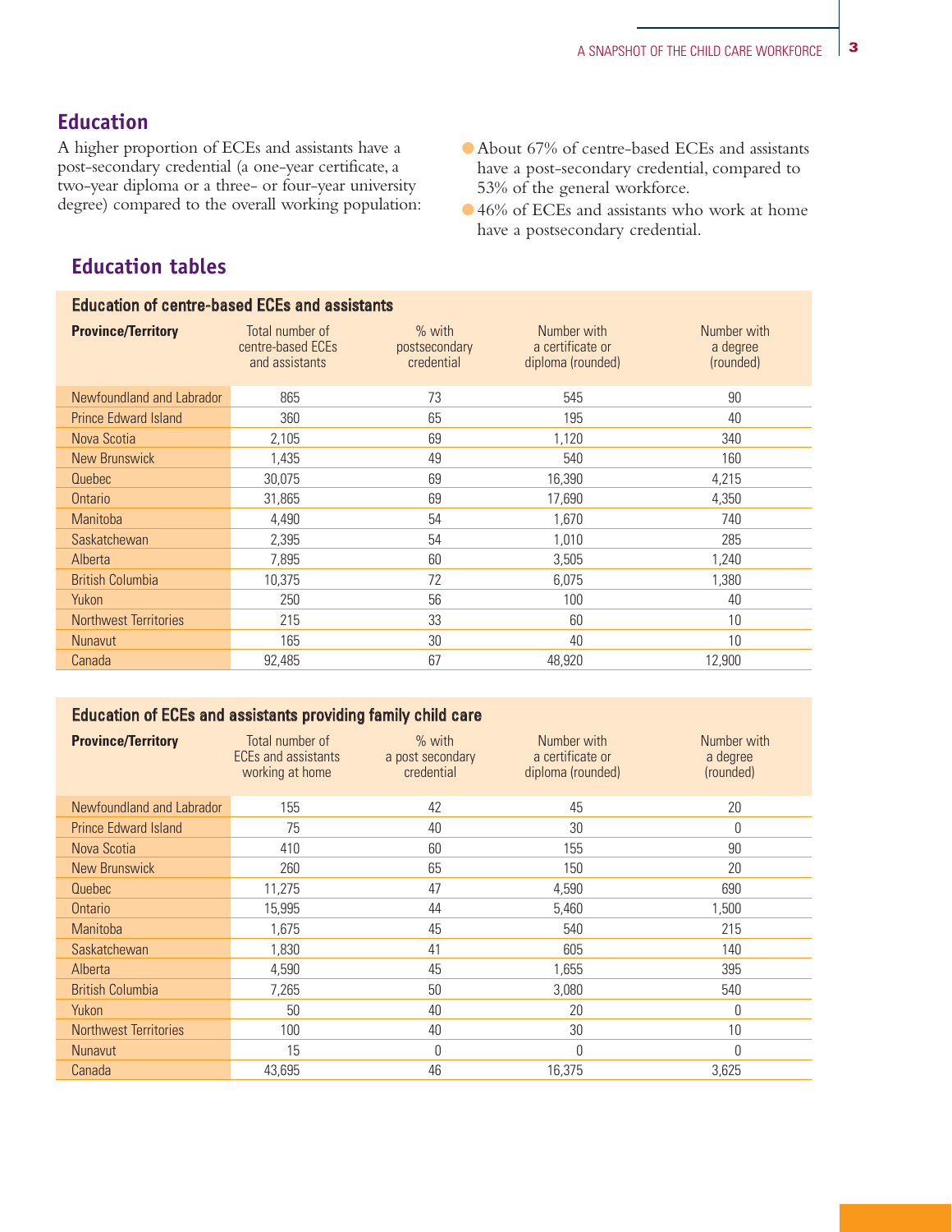## Education

A higher proportion of ECEs and assistants have a post-secondary credential (a one-year certificate, a two-year diploma or a three- or four-year university degree) compared to the overall working population:

- About 67% of centre-based ECEs and assistants have a post-secondary credential, compared to 53% of the general workforce.
- 46% of ECEs and assistants who work at home have a postsecondary credential.

## Education tables

### Education of centre-based ECEs and assistants

| Province/Territory | Total number of centre-based ECEs and assistants | % with postsecondary credential | Number with a certificate or diploma (rounded) | Number with a degree (rounded) |
|---|---|---|---|---|
| Newfoundland and Labrador | 865 | 73 | 545 | 90 |
| Prince Edward Island | 360 | 65 | 195 | 40 |
| Nova Scotia | 2,105 | 69 | 1,120 | 340 |
| New Brunswick | 1,435 | 49 | 540 | 160 |
| Quebec | 30,075 | 69 | 16,390 | 4,215 |
| Ontario | 31,865 | 69 | 17,690 | 4,350 |
| Manitoba | 4,490 | 54 | 1,670 | 740 |
| Saskatchewan | 2,395 | 54 | 1,010 | 285 |
| Alberta | 7,895 | 60 | 3,505 | 1,240 |
| British Columbia | 10,375 | 72 | 6,075 | 1,380 |
| Yukon | 250 | 56 | 100 | 40 |
| Northwest Territories | 215 | 33 | 60 | 10 |
| Nunavut | 165 | 30 | 40 | 10 |
| Canada | 92,485 | 67 | 48,920 | 12,900 |

### Education of ECEs and assistants providing family child care

| Province/Territory | Total number of ECEs and assistants working at home | % with a post secondary credential | Number with a certificate or diploma (rounded) | Number with a degree (rounded) |
|---|---|---|---|---|
| Newfoundland and Labrador | 155 | 42 | 45 | 20 |
| Prince Edward Island | 75 | 40 | 30 | 0 |
| Nova Scotia | 410 | 60 | 155 | 90 |
| New Brunswick | 260 | 65 | 150 | 20 |
| Quebec | 11,275 | 47 | 4,590 | 690 |
| Ontario | 15,995 | 44 | 5,460 | 1,500 |
| Manitoba | 1,675 | 45 | 540 | 215 |
| Saskatchewan | 1,830 | 41 | 605 | 140 |
| Alberta | 4,590 | 45 | 1,655 | 395 |
| British Columbia | 7,265 | 50 | 3,080 | 540 |
| Yukon | 50 | 40 | 20 | 0 |
| Northwest Territories | 100 | 40 | 30 | 10 |
| Nunavut | 15 | 0 | 0 | 0 |
| Canada | 43,695 | 46 | 16,375 | 3,625 |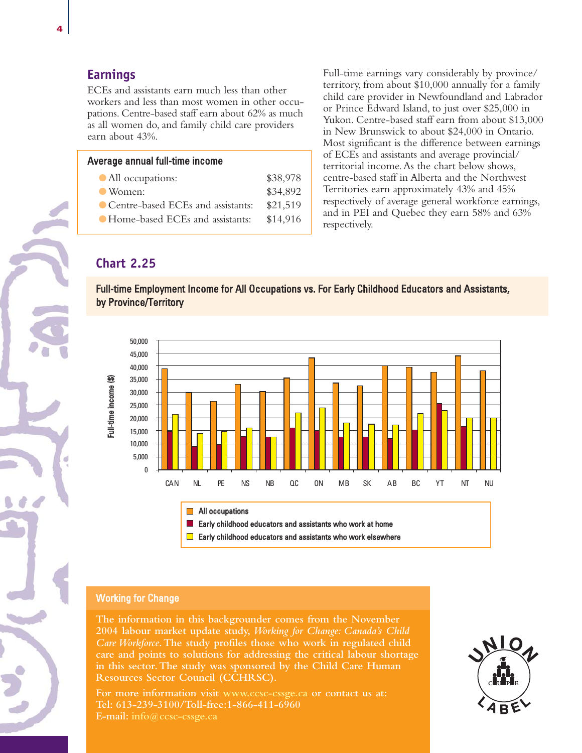## Earnings

ECEs and assistants earn much less than other workers and less than most women in other occupations. Centre-based staff earn about 62% as much as all women do, and family child care providers earn about 43%.

### Average annual full-time income

| | |
|---|---|
| All occupations: | $38,978 |
| Women: | $34,892 |
| Centre-based ECEs and assistants: | $21,519 |
| Home-based ECEs and assistants: | $14,916 |

Full-time earnings vary considerably by province/territory, from about $10,000 annually for a family child care provider in Newfoundland and Labrador or Prince Edward Island, to just over $25,000 in Yukon. Centre-based staff earn from about $13,000 in New Brunswick to about $24,000 in Ontario. Most significant is the difference between earnings of ECEs and assistants and average provincial/territorial income. As the chart below shows, centre-based staff in Alberta and the Northwest Territories earn approximately 43% and 45% respectively of average general workforce earnings, and in PEI and Quebec they earn 58% and 63% respectively.

## Chart 2.25

**Full-time Employment Income for All Occupations vs. For Early Childhood Educators and Assistants, by Province/Territory**

Full-time income ($)

50,000
45,000
40,000
35,000
30,000
25,000
20,000
15,000
10,000
5,000
0

CAN NL PE NS NB QC ON MB SK AB BC YT NT NU

All occupations
Early childhood educators and assistants who work at home
Early childhood educators and assistants who work elsewhere

### Working for Change

The information in this backgrounder comes from the November 2004 labour market update study, *Working for Change: Canada's Child Care Workforce*. The study profiles those who work in regulated child care and points to solutions for addressing the critical labour shortage in this sector. The study was sponsored by the Child Care Human Resources Sector Council (CCHRSC).

For more information visit www.ccsc-cssge.ca or contact us at:
Tel: 613-239-3100/Toll-free:1-866-411-6960
E-mail: info@ccsc-cssge.ca

UNION LABEL CUPE